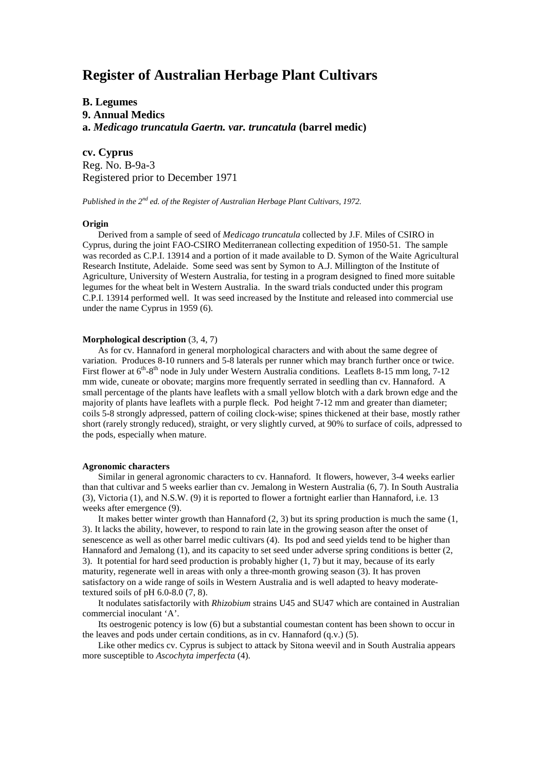# Register of Australian Herbage Plant Cultivars

**B. Legumes**
**9. Annual Medics**
**a. *Medicago truncatula Gaertn. var. truncatula* (barrel medic)**

**cv. Cyprus**
Reg. No. B-9a-3
Registered prior to December 1971

*Published in the 2nd ed. of the Register of Australian Herbage Plant Cultivars, 1972.*

**Origin**

Derived from a sample of seed of *Medicago truncatula* collected by J.F. Miles of CSIRO in Cyprus, during the joint FAO-CSIRO Mediterranean collecting expedition of 1950-51. The sample was recorded as C.P.I. 13914 and a portion of it made available to D. Symon of the Waite Agricultural Research Institute, Adelaide. Some seed was sent by Symon to A.J. Millington of the Institute of Agriculture, University of Western Australia, for testing in a program designed to fined more suitable legumes for the wheat belt in Western Australia. In the sward trials conducted under this program C.P.I. 13914 performed well. It was seed increased by the Institute and released into commercial use under the name Cyprus in 1959 (6).

**Morphological description** (3, 4, 7)

As for cv. Hannaford in general morphological characters and with about the same degree of variation. Produces 8-10 runners and 5-8 laterals per runner which may branch further once or twice. First flower at 6th-8th node in July under Western Australia conditions. Leaflets 8-15 mm long, 7-12 mm wide, cuneate or obovate; margins more frequently serrated in seedling than cv. Hannaford. A small percentage of the plants have leaflets with a small yellow blotch with a dark brown edge and the majority of plants have leaflets with a purple fleck. Pod height 7-12 mm and greater than diameter; coils 5-8 strongly adpressed, pattern of coiling clock-wise; spines thickened at their base, mostly rather short (rarely strongly reduced), straight, or very slightly curved, at 90% to surface of coils, adpressed to the pods, especially when mature.

**Agronomic characters**

Similar in general agronomic characters to cv. Hannaford. It flowers, however, 3-4 weeks earlier than that cultivar and 5 weeks earlier than cv. Jemalong in Western Australia (6, 7). In South Australia (3), Victoria (1), and N.S.W. (9) it is reported to flower a fortnight earlier than Hannaford, i.e. 13 weeks after emergence (9).

It makes better winter growth than Hannaford (2, 3) but its spring production is much the same (1, 3). It lacks the ability, however, to respond to rain late in the growing season after the onset of senescence as well as other barrel medic cultivars (4). Its pod and seed yields tend to be higher than Hannaford and Jemalong (1), and its capacity to set seed under adverse spring conditions is better (2, 3). It potential for hard seed production is probably higher (1, 7) but it may, because of its early maturity, regenerate well in areas with only a three-month growing season (3). It has proven satisfactory on a wide range of soils in Western Australia and is well adapted to heavy moderate-textured soils of pH 6.0-8.0 (7, 8).

It nodulates satisfactorily with *Rhizobium* strains U45 and SU47 which are contained in Australian commercial inoculant 'A'.

Its oestrogenic potency is low (6) but a substantial coumestan content has been shown to occur in the leaves and pods under certain conditions, as in cv. Hannaford (q.v.) (5).

Like other medics cv. Cyprus is subject to attack by Sitona weevil and in South Australia appears more susceptible to *Ascochyta imperfecta* (4).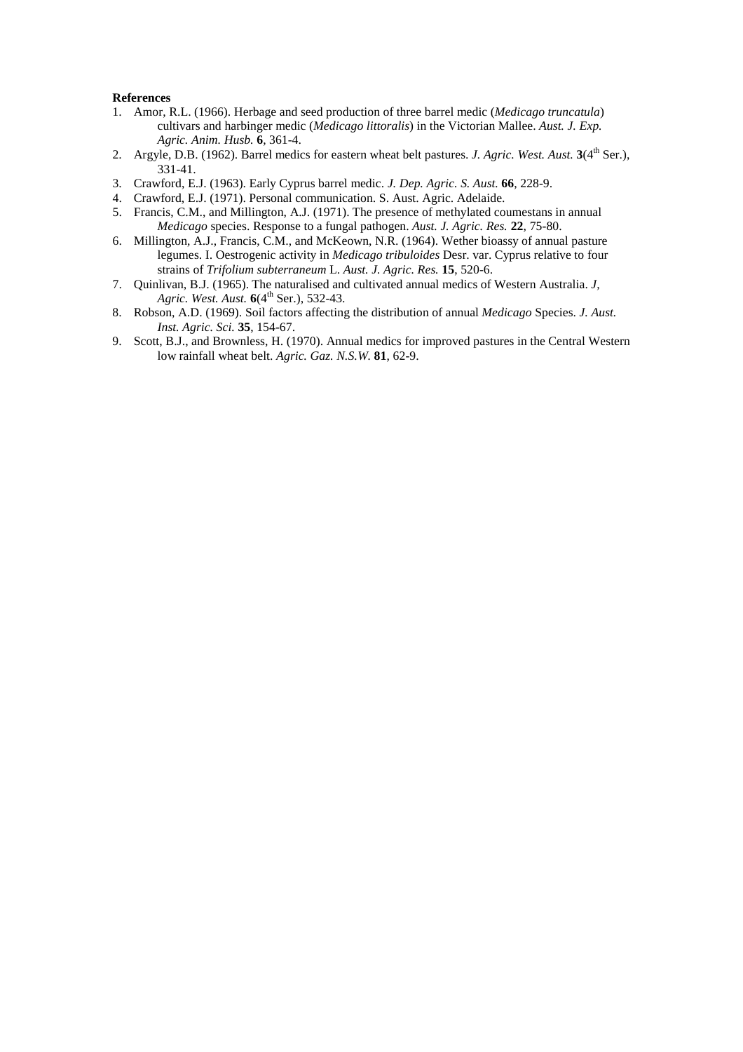**References**

1. Amor, R.L. (1966). Herbage and seed production of three barrel medic (*Medicago truncatula*) cultivars and harbinger medic (*Medicago littoralis*) in the Victorian Mallee. *Aust. J. Exp. Agric. Anim. Husb.* **6**, 361-4.
2. Argyle, D.B. (1962). Barrel medics for eastern wheat belt pastures. *J. Agric. West. Aust.* **3**(4th Ser.), 331-41.
3. Crawford, E.J. (1963). Early Cyprus barrel medic. *J. Dep. Agric. S. Aust.* **66**, 228-9.
4. Crawford, E.J. (1971). Personal communication. S. Aust. Agric. Adelaide.
5. Francis, C.M., and Millington, A.J. (1971). The presence of methylated coumestans in annual *Medicago* species. Response to a fungal pathogen. *Aust. J. Agric. Res.* **22**, 75-80.
6. Millington, A.J., Francis, C.M., and McKeown, N.R. (1964). Wether bioassy of annual pasture legumes. I. Oestrogenic activity in *Medicago tribuloides* Desr. var. Cyprus relative to four strains of *Trifolium subterraneum* L. *Aust. J. Agric. Res.* **15**, 520-6.
7. Quinlivan, B.J. (1965). The naturalised and cultivated annual medics of Western Australia. *J, Agric. West. Aust.* **6**(4th Ser.), 532-43.
8. Robson, A.D. (1969). Soil factors affecting the distribution of annual *Medicago* Species. *J. Aust. Inst. Agric. Sci.* **35**, 154-67.
9. Scott, B.J., and Brownless, H. (1970). Annual medics for improved pastures in the Central Western low rainfall wheat belt. *Agric. Gaz. N.S.W.* **81**, 62-9.